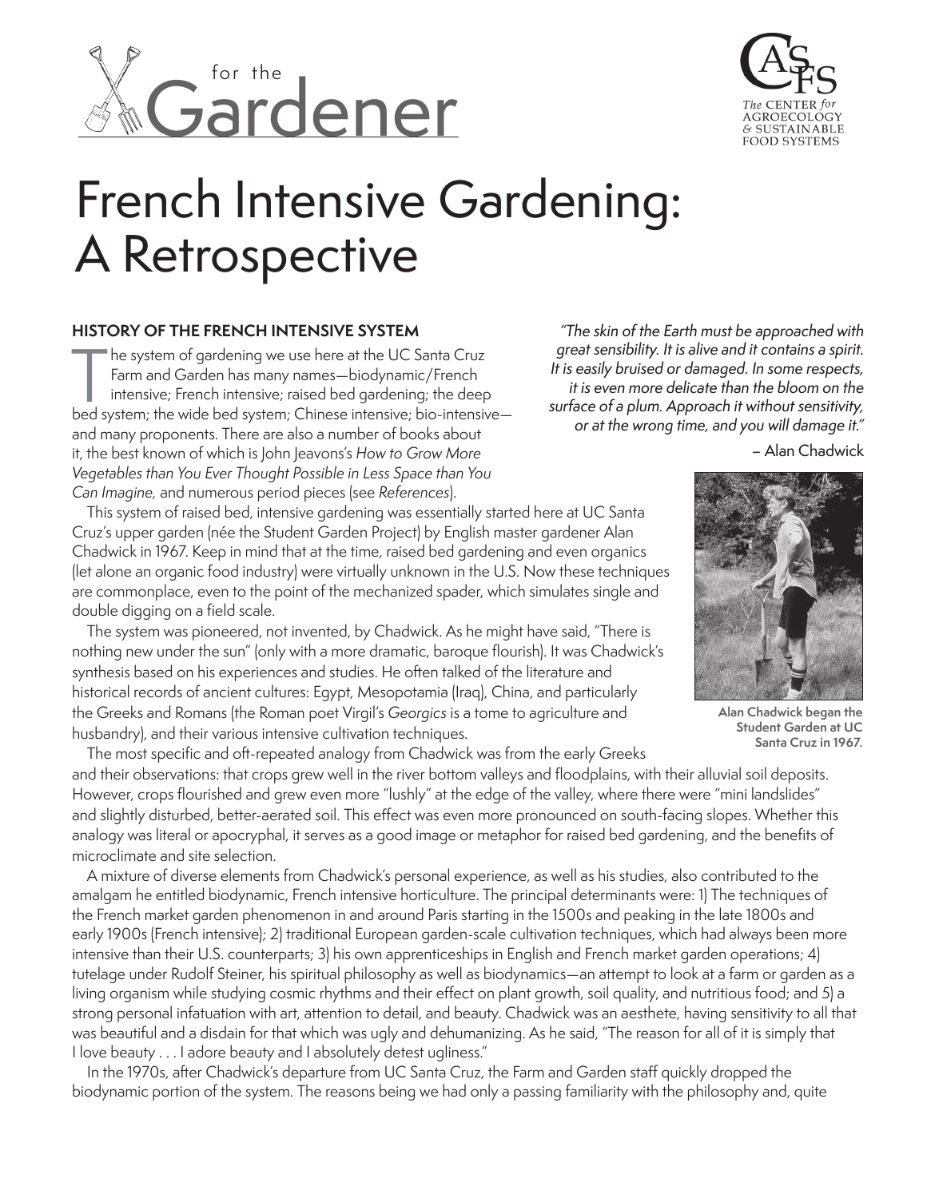for the Gardener

The CENTER for AGROECOLOGY & SUSTAINABLE FOOD SYSTEMS

# French Intensive Gardening: A Retrospective

*"The skin of the Earth must be approached with great sensibility. It is alive and it contains a spirit. It is easily bruised or damaged. In some respects, it is even more delicate than the bloom on the surface of a plum. Approach it without sensitivity, or at the wrong time, and you will damage it."*

– Alan Chadwick

## HISTORY OF THE FRENCH INTENSIVE SYSTEM

The system of gardening we use here at the UC Santa Cruz Farm and Garden has many names—biodynamic/French intensive; French intensive; raised bed gardening; the deep bed system; the wide bed system; Chinese intensive; bio-intensive—and many proponents. There are also a number of books about it, the best known of which is John Jeavons's *How to Grow More Vegetables than You Ever Thought Possible in Less Space than You Can Imagine,* and numerous period pieces (see *References*).

This system of raised bed, intensive gardening was essentially started here at UC Santa Cruz's upper garden (née the Student Garden Project) by English master gardener Alan Chadwick in 1967. Keep in mind that at the time, raised bed gardening and even organics (let alone an organic food industry) were virtually unknown in the U.S. Now these techniques are commonplace, even to the point of the mechanized spader, which simulates single and double digging on a field scale.

The system was pioneered, not invented, by Chadwick. As he might have said, "There is nothing new under the sun" (only with a more dramatic, baroque flourish). It was Chadwick's synthesis based on his experiences and studies. He often talked of the literature and historical records of ancient cultures: Egypt, Mesopotamia (Iraq), China, and particularly the Greeks and Romans (the Roman poet Virgil's *Georgics* is a tome to agriculture and husbandry), and their various intensive cultivation techniques.

Alan Chadwick began the Student Garden at UC Santa Cruz in 1967.

The most specific and oft-repeated analogy from Chadwick was from the early Greeks and their observations: that crops grew well in the river bottom valleys and floodplains, with their alluvial soil deposits. However, crops flourished and grew even more "lushly" at the edge of the valley, where there were "mini landslides" and slightly disturbed, better-aerated soil. This effect was even more pronounced on south-facing slopes. Whether this analogy was literal or apocryphal, it serves as a good image or metaphor for raised bed gardening, and the benefits of microclimate and site selection.

A mixture of diverse elements from Chadwick's personal experience, as well as his studies, also contributed to the amalgam he entitled biodynamic, French intensive horticulture. The principal determinants were: 1) The techniques of the French market garden phenomenon in and around Paris starting in the 1500s and peaking in the late 1800s and early 1900s (French intensive); 2) traditional European garden-scale cultivation techniques, which had always been more intensive than their U.S. counterparts; 3) his own apprenticeships in English and French market garden operations; 4) tutelage under Rudolf Steiner, his spiritual philosophy as well as biodynamics—an attempt to look at a farm or garden as a living organism while studying cosmic rhythms and their effect on plant growth, soil quality, and nutritious food; and 5) a strong personal infatuation with art, attention to detail, and beauty. Chadwick was an aesthete, having sensitivity to all that was beautiful and a disdain for that which was ugly and dehumanizing. As he said, "The reason for all of it is simply that I love beauty . . . I adore beauty and I absolutely detest ugliness."

In the 1970s, after Chadwick's departure from UC Santa Cruz, the Farm and Garden staff quickly dropped the biodynamic portion of the system. The reasons being we had only a passing familiarity with the philosophy and, quite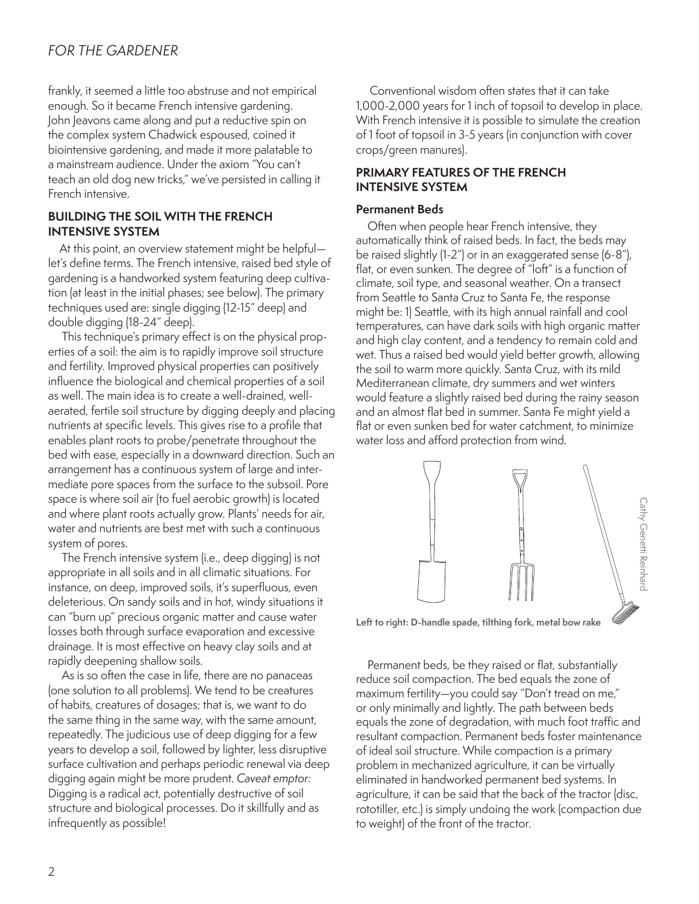frankly, it seemed a little too abstruse and not empirical enough. So it became French intensive gardening. John Jeavons came along and put a reductive spin on the complex system Chadwick espoused, coined it biointensive gardening, and made it more palatable to a mainstream audience. Under the axiom "You can't teach an old dog new tricks," we've persisted in calling it French intensive.

## BUILDING THE SOIL WITH THE FRENCH INTENSIVE SYSTEM

At this point, an overview statement might be helpful—let's define terms. The French intensive, raised bed style of gardening is a handworked system featuring deep cultivation (at least in the initial phases; see below). The primary techniques used are: single digging (12-15" deep) and double digging (18-24" deep).

This technique's primary effect is on the physical properties of a soil: the aim is to rapidly improve soil structure and fertility. Improved physical properties can positively influence the biological and chemical properties of a soil as well. The main idea is to create a well-drained, well-aerated, fertile soil structure by digging deeply and placing nutrients at specific levels. This gives rise to a profile that enables plant roots to probe/penetrate throughout the bed with ease, especially in a downward direction. Such an arrangement has a continuous system of large and intermediate pore spaces from the surface to the subsoil. Pore space is where soil air (to fuel aerobic growth) is located and where plant roots actually grow. Plants' needs for air, water and nutrients are best met with such a continuous system of pores.

The French intensive system (i.e., deep digging) is not appropriate in all soils and in all climatic situations. For instance, on deep, improved soils, it's superfluous, even deleterious. On sandy soils and in hot, windy situations it can "burn up" precious organic matter and cause water losses both through surface evaporation and excessive drainage. It is most effective on heavy clay soils and at rapidly deepening shallow soils.

As is so often the case in life, there are no panaceas (one solution to all problems). We tend to be creatures of habits, creatures of dosages; that is, we want to do the same thing in the same way, with the same amount, repeatedly. The judicious use of deep digging for a few years to develop a soil, followed by lighter, less disruptive surface cultivation and perhaps periodic renewal via deep digging again might be more prudent. *Caveat emptor:* Digging is a radical act, potentially destructive of soil structure and biological processes. Do it skillfully and as infrequently as possible!

Conventional wisdom often states that it can take 1,000-2,000 years for 1 inch of topsoil to develop in place. With French intensive it is possible to simulate the creation of 1 foot of topsoil in 3-5 years (in conjunction with cover crops/green manures).

## PRIMARY FEATURES OF THE FRENCH INTENSIVE SYSTEM

### Permanent Beds

Often when people hear French intensive, they automatically think of raised beds. In fact, the beds may be raised slightly (1-2") or in an exaggerated sense (6-8"), flat, or even sunken. The degree of "loft" is a function of climate, soil type, and seasonal weather. On a transect from Seattle to Santa Cruz to Santa Fe, the response might be: 1) Seattle, with its high annual rainfall and cool temperatures, can have dark soils with high organic matter and high clay content, and a tendency to remain cold and wet. Thus a raised bed would yield better growth, allowing the soil to warm more quickly. Santa Cruz, with its mild Mediterranean climate, dry summers and wet winters would feature a slightly raised bed during the rainy season and an almost flat bed in summer. Santa Fe might yield a flat or even sunken bed for water catchment, to minimize water loss and afford protection from wind.

Cathy Genetti Reinhard

**Left to right: D-handle spade, tilthing fork, metal bow rake**

Permanent beds, be they raised or flat, substantially reduce soil compaction. The bed equals the zone of maximum fertility—you could say "Don't tread on me," or only minimally and lightly. The path between beds equals the zone of degradation, with much foot traffic and resultant compaction. Permanent beds foster maintenance of ideal soil structure. While compaction is a primary problem in mechanized agriculture, it can be virtually eliminated in handworked permanent bed systems. In agriculture, it can be said that the back of the tractor (disc, rototiller, etc.) is simply undoing the work (compaction due to weight) of the front of the tractor.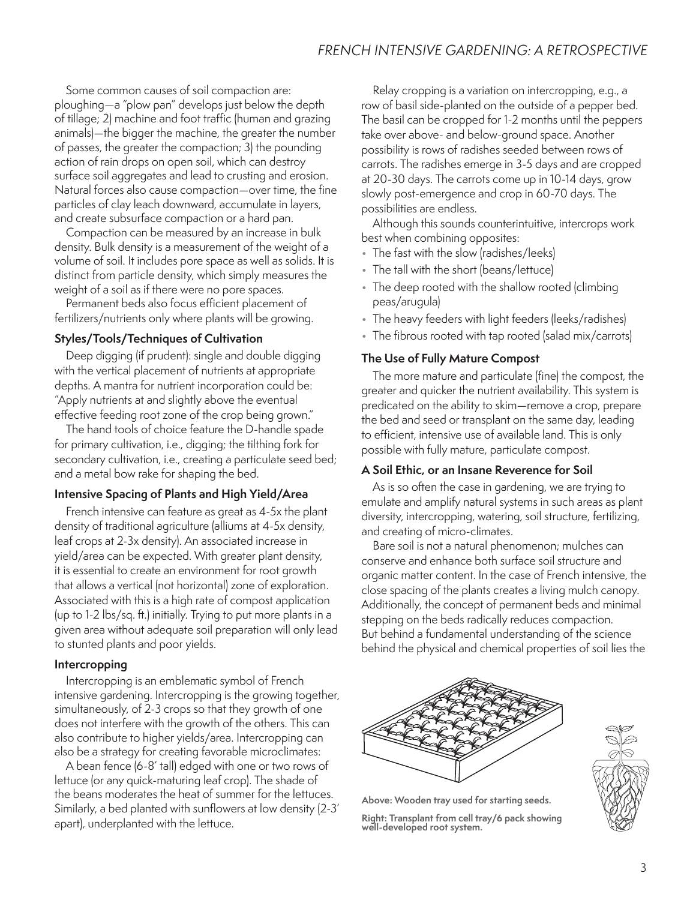Some common causes of soil compaction are: ploughing—a "plow pan" develops just below the depth of tillage; 2) machine and foot traffic (human and grazing animals)—the bigger the machine, the greater the number of passes, the greater the compaction; 3) the pounding action of rain drops on open soil, which can destroy surface soil aggregates and lead to crusting and erosion. Natural forces also cause compaction—over time, the fine particles of clay leach downward, accumulate in layers, and create subsurface compaction or a hard pan.

Compaction can be measured by an increase in bulk density. Bulk density is a measurement of the weight of a volume of soil. It includes pore space as well as solids. It is distinct from particle density, which simply measures the weight of a soil as if there were no pore spaces.

Permanent beds also focus efficient placement of fertilizers/nutrients only where plants will be growing.

### Styles/Tools/Techniques of Cultivation

Deep digging (if prudent): single and double digging with the vertical placement of nutrients at appropriate depths. A mantra for nutrient incorporation could be: "Apply nutrients at and slightly above the eventual effective feeding root zone of the crop being grown."

The hand tools of choice feature the D-handle spade for primary cultivation, i.e., digging; the tilthing fork for secondary cultivation, i.e., creating a particulate seed bed; and a metal bow rake for shaping the bed.

### Intensive Spacing of Plants and High Yield/Area

French intensive can feature as great as 4-5x the plant density of traditional agriculture (alliums at 4-5x density, leaf crops at 2-3x density). An associated increase in yield/area can be expected. With greater plant density, it is essential to create an environment for root growth that allows a vertical (not horizontal) zone of exploration. Associated with this is a high rate of compost application (up to 1-2 lbs/sq. ft.) initially. Trying to put more plants in a given area without adequate soil preparation will only lead to stunted plants and poor yields.

### Intercropping

Intercropping is an emblematic symbol of French intensive gardening. Intercropping is the growing together, simultaneously, of 2-3 crops so that they growth of one does not interfere with the growth of the others. This can also contribute to higher yields/area. Intercropping can also be a strategy for creating favorable microclimates:

A bean fence (6-8' tall) edged with one or two rows of lettuce (or any quick-maturing leaf crop). The shade of the beans moderates the heat of summer for the lettuces. Similarly, a bed planted with sunflowers at low density (2-3' apart), underplanted with the lettuce.

Relay cropping is a variation on intercropping, e.g., a row of basil side-planted on the outside of a pepper bed. The basil can be cropped for 1-2 months until the peppers take over above- and below-ground space. Another possibility is rows of radishes seeded between rows of carrots. The radishes emerge in 3-5 days and are cropped at 20-30 days. The carrots come up in 10-14 days, grow slowly post-emergence and crop in 60-70 days. The possibilities are endless.

Although this sounds counterintuitive, intercrops work best when combining opposites:

- The fast with the slow (radishes/leeks)
- The tall with the short (beans/lettuce)
- The deep rooted with the shallow rooted (climbing peas/arugula)
- The heavy feeders with light feeders (leeks/radishes)
- The fibrous rooted with tap rooted (salad mix/carrots)

### The Use of Fully Mature Compost

The more mature and particulate (fine) the compost, the greater and quicker the nutrient availability. This system is predicated on the ability to skim—remove a crop, prepare the bed and seed or transplant on the same day, leading to efficient, intensive use of available land. This is only possible with fully mature, particulate compost.

### A Soil Ethic, or an Insane Reverence for Soil

As is so often the case in gardening, we are trying to emulate and amplify natural systems in such areas as plant diversity, intercropping, watering, soil structure, fertilizing, and creating of micro-climates.

Bare soil is not a natural phenomenon; mulches can conserve and enhance both surface soil structure and organic matter content. In the case of French intensive, the close spacing of the plants creates a living mulch canopy. Additionally, the concept of permanent beds and minimal stepping on the beds radically reduces compaction. But behind a fundamental understanding of the science behind the physical and chemical properties of soil lies the

**Above: Wooden tray used for starting seeds.**

**Right: Transplant from cell tray/6 pack showing well-developed root system.**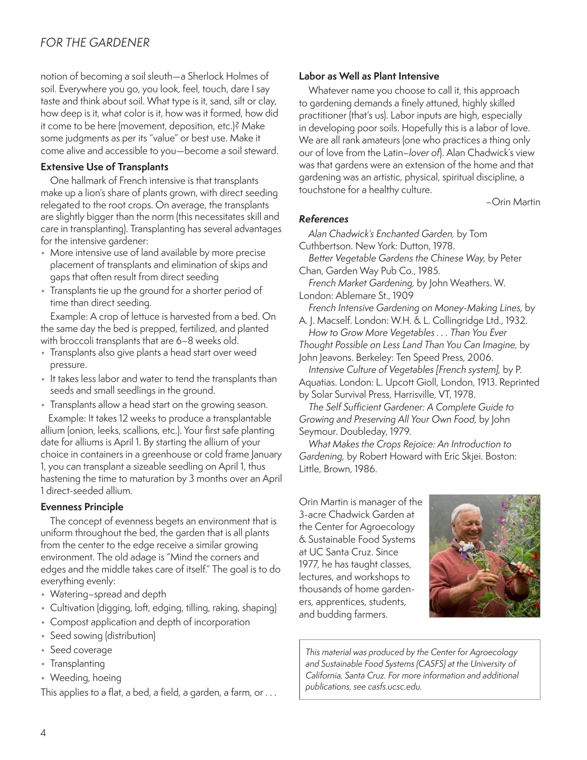notion of becoming a soil sleuth—a Sherlock Holmes of soil. Everywhere you go, you look, feel, touch, dare I say taste and think about soil. What type is it, sand, silt or clay, how deep is it, what color is it, how was it formed, how did it come to be here (movement, deposition, etc.)? Make some judgments as per its "value" or best use. Make it come alive and accessible to you—become a soil steward.

### Extensive Use of Transplants

One hallmark of French intensive is that transplants make up a lion's share of plants grown, with direct seeding relegated to the root crops. On average, the transplants are slightly bigger than the norm (this necessitates skill and care in transplanting). Transplanting has several advantages for the intensive gardener:

- More intensive use of land available by more precise placement of transplants and elimination of skips and gaps that often result from direct seeding
- Transplants tie up the ground for a shorter period of time than direct seeding.

Example: A crop of lettuce is harvested from a bed. On the same day the bed is prepped, fertilized, and planted with broccoli transplants that are 6–8 weeks old.

- Transplants also give plants a head start over weed pressure.
- It takes less labor and water to tend the transplants than seeds and small seedlings in the ground.
- Transplants allow a head start on the growing season.

Example: It takes 12 weeks to produce a transplantable allium (onion, leeks, scallions, etc.). Your first safe planting date for alliums is April 1. By starting the allium of your choice in containers in a greenhouse or cold frame January 1, you can transplant a sizeable seedling on April 1, thus hastening the time to maturation by 3 months over an April 1 direct-seeded allium.

### Evenness Principle

The concept of evenness begets an environment that is uniform throughout the bed, the garden that is all plants from the center to the edge receive a similar growing environment. The old adage is "Mind the corners and edges and the middle takes care of itself." The goal is to do everything evenly:

- Watering–spread and depth
- Cultivation (digging, loft, edging, tilling, raking, shaping)
- Compost application and depth of incorporation
- Seed sowing (distribution)
- Seed coverage
- Transplanting
- Weeding, hoeing

This applies to a flat, a bed, a field, a garden, a farm, or . . .

### Labor as Well as Plant Intensive

Whatever name you choose to call it, this approach to gardening demands a finely attuned, highly skilled practitioner (that's us). Labor inputs are high, especially in developing poor soils. Hopefully this is a labor of love. We are all rank amateurs (one who practices a thing only our of love from the Latin–*lover of*). Alan Chadwick's view was that gardens were an extension of the home and that gardening was an artistic, physical, spiritual discipline, a touchstone for a healthy culture.

–Orin Martin

### *References*

*Alan Chadwick's Enchanted Garden,* by Tom Cuthbertson. New York: Dutton, 1978.

*Better Vegetable Gardens the Chinese Way,* by Peter Chan, Garden Way Pub Co., 1985.

*French Market Gardening,* by John Weathers. W. London: Ablemare St., 1909

*French Intensive Gardening on Money-Making Lines,* by A. J. Macself. London: W.H. & L. Collingridge Ltd., 1932.

*How to Grow More Vegetables . . . Than You Ever Thought Possible on Less Land Than You Can Imagine,* by John Jeavons. Berkeley: Ten Speed Press, 2006.

*Intensive Culture of Vegetables [French system],* by P. Aquatias. London: L. Upcott Gioll, London, 1913. Reprinted by Solar Survival Press, Harrisville, VT, 1978.

*The Self Sufficient Gardener: A Complete Guide to Growing and Preserving All Your Own Food,* by John Seymour. Doubleday, 1979.

*What Makes the Crops Rejoice: An Introduction to Gardening,* by Robert Howard with Eric Skjei. Boston: Little, Brown, 1986.

Orin Martin is manager of the 3-acre Chadwick Garden at the Center for Agroecology & Sustainable Food Systems at UC Santa Cruz. Since 1977, he has taught classes, lectures, and workshops to thousands of home gardeners, apprentices, students, and budding farmers.

*This material was produced by the Center for Agroecology and Sustainable Food Systems (CASFS) at the University of California, Santa Cruz. For more information and additional publications, see casfs.ucsc.edu.*